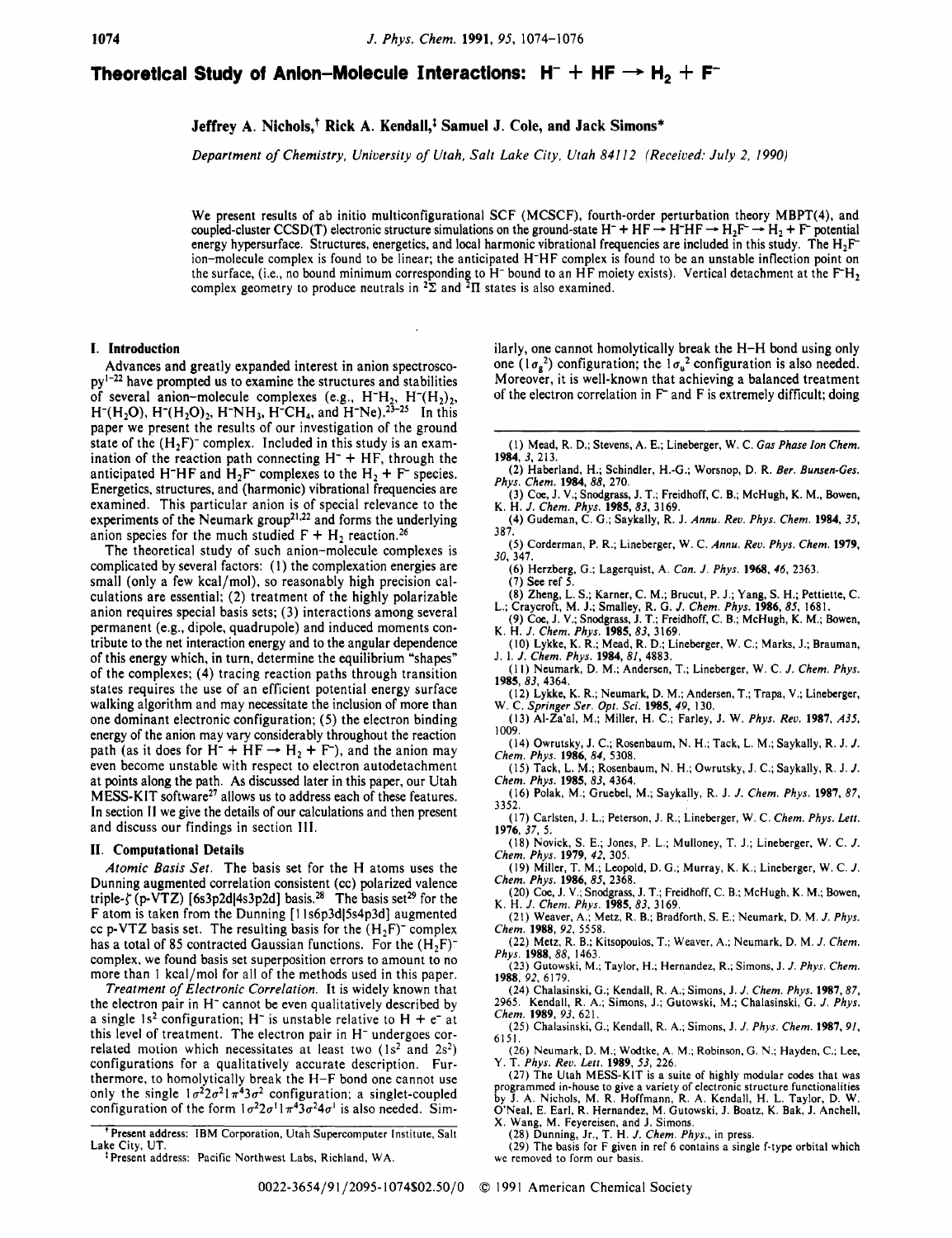# Theoretical Study of Anion–Molecule Interactions: $H^- + HF \rightarrow H_2 + F^-$

**Jeffrey A. Nichols,[†] Rick A. Kendall,[‡] Samuel J. Cole, and Jack Simons***

*Department of Chemistry, University of Utah, Salt Lake City, Utah 84112 (Received: July 2, 1990)*

We present results of ab initio multiconfigurational SCF (MCSCF), fourth-order perturbation theory MBPT(4), and coupled-cluster CCSD(T) electronic structure simulations on the ground-state $H^- + HF \rightarrow H^-HF \rightarrow H_2F^- \rightarrow H_2 + F^-$ potential energy hypersurface. Structures, energetics, and local harmonic vibrational frequencies are included in this study. The $H_2F^-$ ion–molecule complex is found to be linear; the anticipated $H^-HF$ complex is found to be an unstable inflection point on the surface, (i.e., no bound minimum corresponding to $H^-$ bound to an HF moiety exists). Vertical detachment at the $F^-H_2$ complex geometry to produce neutrals in $^2\Sigma$ and $^2\Pi$ states is also examined.

## I. Introduction

Advances and greatly expanded interest in anion spectroscopy[1-22] have prompted us to examine the structures and stabilities of several anion–molecule complexes (e.g., $H^-H_2$, $H^-(H_2)_2$, $H^-(H_2O)$, $H^-(H_2O)_2$, $H^-NH_3$, $H^-CH_4$, and $H^-Ne$).[23-25] In this paper we present the results of our investigation of the ground state of the $(H_2F)^-$ complex. Included in this study is an examination of the reaction path connecting $H^- + HF$, through the anticipated $H^-HF$ and $H_2F^-$ complexes to the $H_2 + F^-$ species. Energetics, structures, and (harmonic) vibrational frequencies are examined. This particular anion is of special relevance to the experiments of the Neumark group[21,22] and forms the underlying anion species for the much studied $F + H_2$ reaction.[26]

The theoretical study of such anion–molecule complexes is complicated by several factors: (1) the complexation energies are small (only a few kcal/mol), so reasonably high precision calculations are essential; (2) treatment of the highly polarizable anion requires special basis sets; (3) interactions among several permanent (e.g., dipole, quadrupole) and induced moments contribute to the net interaction energy and to the angular dependence of this energy which, in turn, determine the equilibrium "shapes" of the complexes; (4) tracing reaction paths through transition states requires the use of an efficient potential energy surface walking algorithm and may necessitate the inclusion of more than one dominant electronic configuration; (5) the electron binding energy of the anion may vary considerably throughout the reaction path (as it does for $H^- + HF \rightarrow H_2 + F^-$), and the anion may even become unstable with respect to electron autodetachment at points along the path. As discussed later in this paper, our Utah MESS-KIT software[27] allows us to address each of these features. In section II we give the details of our calculations and then present and discuss our findings in section III.

## II. Computational Details

*Atomic Basis Set.* The basis set for the H atoms uses the Dunning augmented correlation consistent (cc) polarized valence triple-ζ (p-VTZ) [6s3p2d|4s3p2d] basis.[28] The basis set[29] for the F atom is taken from the Dunning [11s6p3d|5s4p3d] augmented cc p-VTZ basis set. The resulting basis for the $(H_2F)^-$ complex has a total of 85 contracted Gaussian functions. For the $(H_2F)^-$ complex, we found basis set superposition errors to amount to no more than 1 kcal/mol for all of the methods used in this paper.

*Treatment of Electronic Correlation.* It is widely known that the electron pair in $H^-$ cannot be even qualitatively described by a single $1s^2$ configuration; $H^-$ is unstable relative to $H + e^-$ at this level of treatment. The electron pair in $H^-$ undergoes correlated motion which necessitates at least two ($1s^2$ and $2s^2$) configurations for a qualitatively accurate description. Furthermore, to homolytically break the H–F bond one cannot use only the single $1\sigma^2 2\sigma^2 1\pi^4 3\sigma^2$ configuration; a singlet-coupled configuration of the form $1\sigma^2 2\sigma^1 1\pi^4 3\sigma^2 4\sigma^1$ is also needed. Similarly, one cannot homolytically break the H–H bond using only one $(1\sigma_g^2)$ configuration; the $1\sigma_u^2$ configuration is also needed. Moreover, it is well-known that achieving a balanced treatment of the electron correlation in $F^-$ and F is extremely difficult; doing

---

† Present address: IBM Corporation, Utah Supercomputer Institute, Salt Lake City, UT.

‡ Present address: Pacific Northwest Labs, Richland, WA.

(1) Mead, R. D.; Stevens, A. E.; Lineberger, W. C. *Gas Phase Ion Chem.* **1984**, *3*, 213.
(2) Haberland, H.; Schindler, H.-G.; Worsnop, D. R. *Ber. Bunsen-Ges. Phys. Chem.* **1984**, *88*, 270.
(3) Coe, J. V.; Snodgrass, J. T.; Freidhoff, C. B.; McHugh, K. M.; Bowen, K. H. *J. Chem. Phys.* **1985**, *83*, 3169.
(4) Gudeman, C. G.; Saykally, R. J. *Annu. Rev. Phys. Chem.* **1984**, *35*, 387.
(5) Corderman, P. R.; Lineberger, W. C. *Annu. Rev. Phys. Chem.* **1979**, *30*, 347.
(6) Herzberg, G.; Lagerquist, A. *Can. J. Phys.* **1968**, *46*, 2363.
(7) See ref 5.
(8) Zheng, L. S.; Karner, C. M.; Brucut, P. J.; Yang, S. H.; Pettiette, C. L.; Craycroft, M. J.; Smalley, R. G. *J. Chem. Phys.* **1986**, *85*, 1681.
(9) Coe, J. V.; Snodgrass, J. T.; Freidhoff, C. B.; McHugh, K. M.; Bowen, K. H. *J. Chem. Phys.* **1985**, *83*, 3169.
(10) Lykke, K. R.; Mead, R. D.; Lineberger, W. C.; Marks, J.; Brauman, J. I. *J. Chem. Phys.* **1984**, *81*, 4883.
(11) Neumark, D. M.; Andersen, T.; Lineberger, W. C. *J. Chem. Phys.* **1985**, *83*, 4364.
(12) Lykke, K. R.; Neumark, D. M.; Andersen, T.; Trapa, V.; Lineberger, W. C. *Springer Ser. Opt. Sci.* **1985**, *49*, 130.
(13) Al-Za'al, M.; Miller, H. C.; Farley, J. W. *Phys. Rev.* **1987**, *A35*, 1009.
(14) Owrutsky, J. C.; Rosenbaum, N. H.; Tack, L. M.; Saykally, R. J. *J. Chem. Phys.* **1986**, *84*, 5308.
(15) Tack, L. M.; Rosenbaum, N. H.; Owrutsky, J. C.; Saykally, R. J. *J. Chem. Phys.* **1985**, *83*, 4364.
(16) Polak, M.; Gruebel, M.; Saykally, R. J. *J. Chem. Phys.* **1987**, *87*, 3352.
(17) Carlsten, J. L.; Peterson, J. R.; Lineberger, W. C. *Chem. Phys. Lett.* **1976**, *37*, 5.
(18) Novick, S. E.; Jones, P. L.; Mulloney, T. J.; Lineberger, W. C. *J. Chem. Phys.* **1979**, *42*, 305.
(19) Miller, T. M.; Leopold, D. G.; Murray, K. K.; Lineberger, W. C. *J. Chem. Phys.* **1986**, *85*, 2368.
(20) Coe, J. V.; Snodgrass, J. T.; Freidhoff, C. B.; McHugh, K. M.; Bowen, K. H. *J. Chem. Phys.* **1985**, *83*, 3169.
(21) Weaver, A.; Metz, R. B.; Bradforth, S. E.; Neumark, D. M. *J. Phys. Chem.* **1988**, *92*, 5558.
(22) Metz, R. B.; Kitsopoulos, T.; Weaver, A.; Neumark, D. M. *J. Chem. Phys.* **1988**, *88*, 1463.
(23) Gutowski, M.; Taylor, H.; Hernandez, R.; Simons, J. *J. Phys. Chem.* **1988**, *92*, 6179.
(24) Chalasinski, G.; Kendall, R. A.; Simons, J. *J. Chem. Phys.* **1987**, *87*, 2965. Kendall, R. A.; Simons, J.; Gutowski, M.; Chalasinski, G. *J. Phys. Chem.* **1989**, *93*, 621.
(25) Chalasinski, G.; Kendall, R. A.; Simons, J. *J. Phys. Chem.* **1987**, *91*, 6151.
(26) Neumark, D. M.; Wodtke, A. M.; Robinson, G. N.; Hayden, C.; Lee, Y. T. *Phys. Rev. Lett.* **1989**, *53*, 226.
(27) The Utah MESS-KIT is a suite of highly modular codes that was programmed in-house to give a variety of electronic structure functionalities by J. A. Nichols, M. R. Hoffmann, R. A. Kendall, H. L. Taylor, D. W. O'Neal, E. Earl, R. Hernandez, M. Gutowski, J. Boatz, K. Bak, J. Anchell, X. Wang, M. Feyereisen, and J. Simons.
(28) Dunning, Jr., T. H. *J. Chem. Phys.*, in press.
(29) The basis for F given in ref 6 contains a single f-type orbital which we removed to form our basis.

0022-3654/91/2095-1074$02.50/0 © 1991 American Chemical Society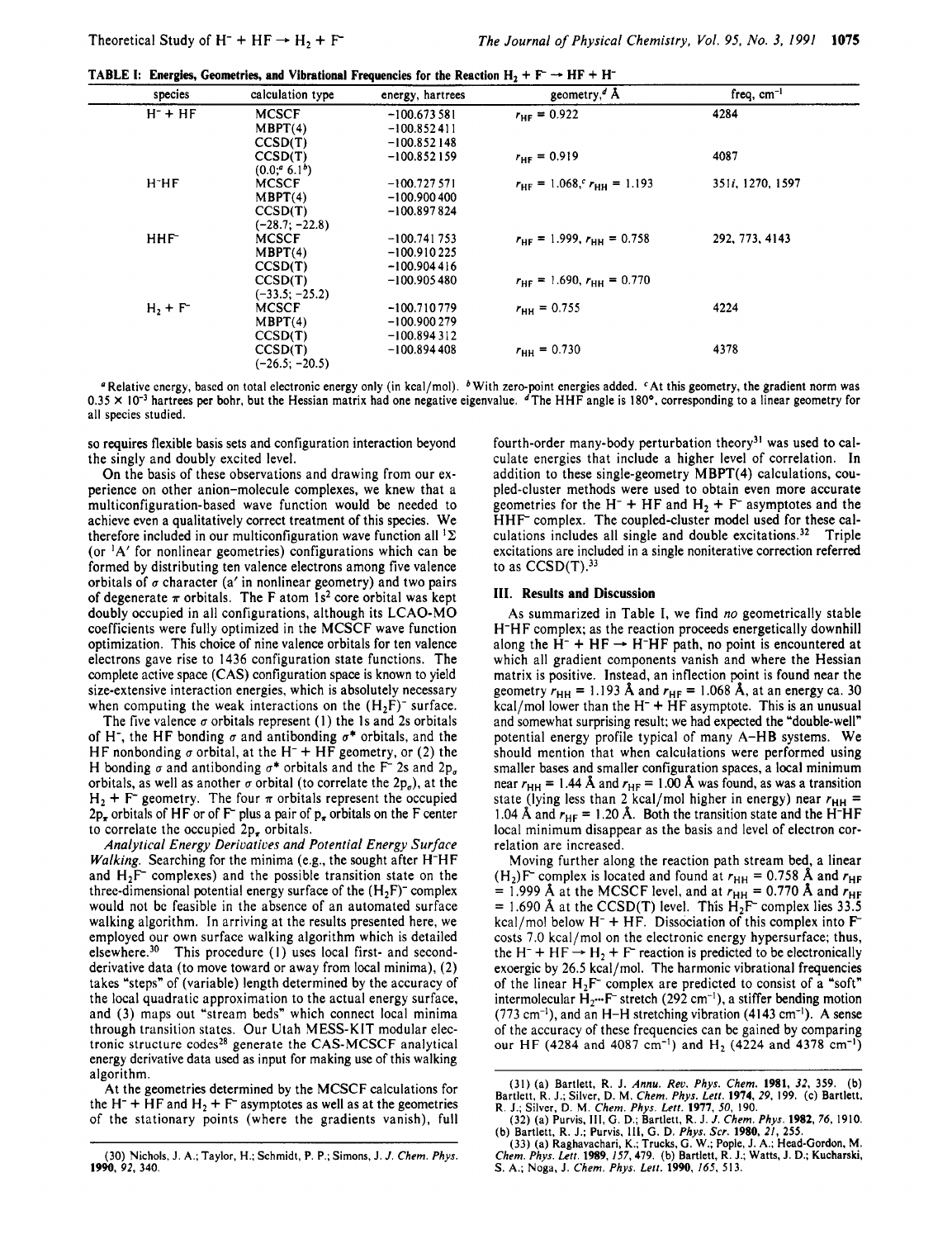**TABLE I: Energies, Geometries, and Vibrational Frequencies for the Reaction $H_2 + F^- \rightarrow HF + H^-$**

| species | calculation type | energy, hartrees | geometry,[d] Å | freq, cm$^{-1}$ |
|---|---|---|---|---|
| $H^- + HF$ | MCSCF | −100.673 581 | $r_{HF}$ = 0.922 | 4284 |
| | MBPT(4) | −100.852 411 | | |
| | CCSD(T) | −100.852 148 | | |
| | CCSD(T) (0.0;[a] 6.1[b]) | −100.852 159 | $r_{HF}$ = 0.919 | 4087 |
| $H^-HF$ | MCSCF | −100.727 571 | $r_{HF}$ = 1.068,[c] $r_{HH}$ = 1.193 | 351*i*, 1270, 1597 |
| | MBPT(4) | −100.900 400 | | |
| | CCSD(T) (−28.7; −22.8) | −100.897 824 | | |
| $HHF^-$ | MCSCF | −100.741 753 | $r_{HF}$ = 1.999, $r_{HH}$ = 0.758 | 292, 773, 4143 |
| | MBPT(4) | −100.910 225 | | |
| | CCSD(T) | −100.904 416 | | |
| | CCSD(T) (−33.5; −25.2) | −100.905 480 | $r_{HF}$ = 1.690, $r_{HH}$ = 0.770 | |
| $H_2 + F^-$ | MCSCF | −100.710 779 | $r_{HH}$ = 0.755 | 4224 |
| | MBPT(4) | −100.900 279 | | |
| | CCSD(T) | −100.894 312 | | |
| | CCSD(T) (−26.5; −20.5) | −100.894 408 | $r_{HH}$ = 0.730 | 4378 |

[a] Relative energy, based on total electronic energy only (in kcal/mol). [b] With zero-point energies added. [c] At this geometry, the gradient norm was $0.35 \times 10^{-3}$ hartrees per bohr, but the Hessian matrix had one negative eigenvalue. [d] The HHF angle is 180°, corresponding to a linear geometry for all species studied.

so requires flexible basis sets and configuration interaction beyond the singly and doubly excited level.

On the basis of these observations and drawing from our experience on other anion–molecule complexes, we knew that a multiconfiguration-based wave function would be needed to achieve even a qualitatively correct treatment of this species. We therefore included in our multiconfiguration wave function all $^1\Sigma$ (or $^1A'$ for nonlinear geometries) configurations which can be formed by distributing ten valence electrons among five valence orbitals of $\sigma$ character (a′ in nonlinear geometry) and two pairs of degenerate $\pi$ orbitals. The F atom $1s^2$ core orbital was kept doubly occupied in all configurations, although its LCAO-MO coefficients were fully optimized in the MCSCF wave function optimization. This choice of nine valence orbitals for ten valence electrons gave rise to 1436 configuration state functions. The complete active space (CAS) configuration space is known to yield size-extensive interaction energies, which is absolutely necessary when computing the weak interactions on the $(H_2F)^-$ surface.

The five valence $\sigma$ orbitals represent (1) the 1s and 2s orbitals of $H^-$, the HF bonding $\sigma$ and antibonding $\sigma^*$ orbitals, and the HF nonbonding $\sigma$ orbital, at the $H^- + HF$ geometry, or (2) the H bonding $\sigma$ and antibonding $\sigma^*$ orbitals and the $F^-$ 2s and $2p_\sigma$ orbitals, as well as another $\sigma$ orbital (to correlate the $2p_\sigma$), at the $H_2 + F^-$ geometry. The four $\pi$ orbitals represent the occupied $2p_\pi$ orbitals of HF or of $F^-$ plus a pair of $p_\pi$ orbitals on the F center to correlate the occupied $2p_\pi$ orbitals.

*Analytical Energy Derivatives and Potential Energy Surface Walking.* Searching for the minima (e.g., the sought after $H^-HF$ and $H_2F^-$ complexes) and the possible transition state on the three-dimensional potential energy surface of the $(H_2F)^-$ complex would not be feasible in the absence of an automated surface walking algorithm. In arriving at the results presented here, we employed our own surface walking algorithm which is detailed elsewhere.[30] This procedure (1) uses local first- and second-derivative data (to move toward or away from local minima), (2) takes "steps" of (variable) length determined by the accuracy of the local quadratic approximation to the actual energy surface, and (3) maps out "stream beds" which connect local minima through transition states. Our Utah MESS-KIT modular electronic structure codes[28] generate the CAS-MCSCF analytical energy derivative data used as input for making use of this walking algorithm.

At the geometries determined by the MCSCF calculations for the $H^- + HF$ and $H_2 + F^-$ asymptotes as well as at the geometries of the stationary points (where the gradients vanish), full fourth-order many-body perturbation theory[31] was used to calculate energies that include a higher level of correlation. In addition to these single-geometry MBPT(4) calculations, coupled-cluster methods were used to obtain even more accurate geometries for the $H^- + HF$ and $H_2 + F^-$ asymptotes and the $HHF^-$ complex. The coupled-cluster model used for these calculations includes all single and double excitations.[32] Triple excitations are included in a single noniterative correction referred to as CCSD(T).[33]

## III. Results and Discussion

As summarized in Table I, we find *no* geometrically stable $H^-HF$ complex; as the reaction proceeds energetically downhill along the $H^- + HF \rightarrow H^-HF$ path, no point is encountered at which all gradient components vanish and where the Hessian matrix is positive. Instead, an inflection point is found near the geometry $r_{HH}$ = 1.193 Å and $r_{HF}$ = 1.068 Å, at an energy ca. 30 kcal/mol lower than the $H^- + HF$ asymptote. This is an unusual and somewhat surprising result; we had expected the "double-well" potential energy profile typical of many A–HB systems. We should mention that when calculations were performed using smaller bases and smaller configuration spaces, a local minimum near $r_{HH}$ = 1.44 Å and $r_{HF}$ = 1.00 Å was found, as was a transition state (lying less than 2 kcal/mol higher in energy) near $r_{HH}$ = 1.04 Å and $r_{HF}$ = 1.20 Å. Both the transition state and the $H^-HF$ local minimum disappear as the basis and level of electron correlation are increased.

Moving further along the reaction path stream bed, a linear $(H_2)F^-$ complex is located and found at $r_{HH}$ = 0.758 Å and $r_{HF}$ = 1.999 Å at the MCSCF level, and at $r_{HH}$ = 0.770 Å and $r_{HF}$ = 1.690 Å at the CCSD(T) level. This $H_2F^-$ complex lies 33.5 kcal/mol below $H^- + HF$. Dissociation of this complex into $F^-$ costs 7.0 kcal/mol on the electronic energy hypersurface; thus, the $H^- + HF \rightarrow H_2 + F^-$ reaction is predicted to be electronically exoergic by 26.5 kcal/mol. The harmonic vibrational frequencies of the linear $H_2F^-$ complex are predicted to consist of a "soft" intermolecular $H_2\cdots F^-$ stretch (292 cm$^{-1}$), a stiffer bending motion (773 cm$^{-1}$), and an H–H stretching vibration (4143 cm$^{-1}$). A sense of the accuracy of these frequencies can be gained by comparing our HF (4284 and 4087 cm$^{-1}$) and $H_2$ (4224 and 4378 cm$^{-1}$)

(30) Nichols, J. A.; Taylor, H.; Schmidt, P. P.; Simons, J. *J. Chem. Phys.* **1990**, *92*, 340.

(31) (a) Bartlett, R. J. *Annu. Rev. Phys. Chem.* **1981**, *32*, 359. (b) Bartlett, R. J.; Silver, D. M. *Chem. Phys. Lett.* **1974**, *29*, 199. (c) Bartlett, R. J.; Silver, D. M. *Chem. Phys. Lett.* **1977**, *50*, 190.

(32) (a) Purvis, III, G. D.; Bartlett, R. J. *J. Chem. Phys.* **1982**, *76*, 1910. (b) Bartlett, R. J.; Purvis, III, G. D. *Phys. Scr.* **1980**, *21*, 255.

(33) (a) Raghavachari, K.; Trucks, G. W.; Pople, J. A.; Head-Gordon, M. *Chem. Phys. Lett.* **1989**, *157*, 479. (b) Bartlett, R. J.; Watts, J. D.; Kucharski, S. A.; Noga, J. *Chem. Phys. Lett.* **1990**, *165*, 513.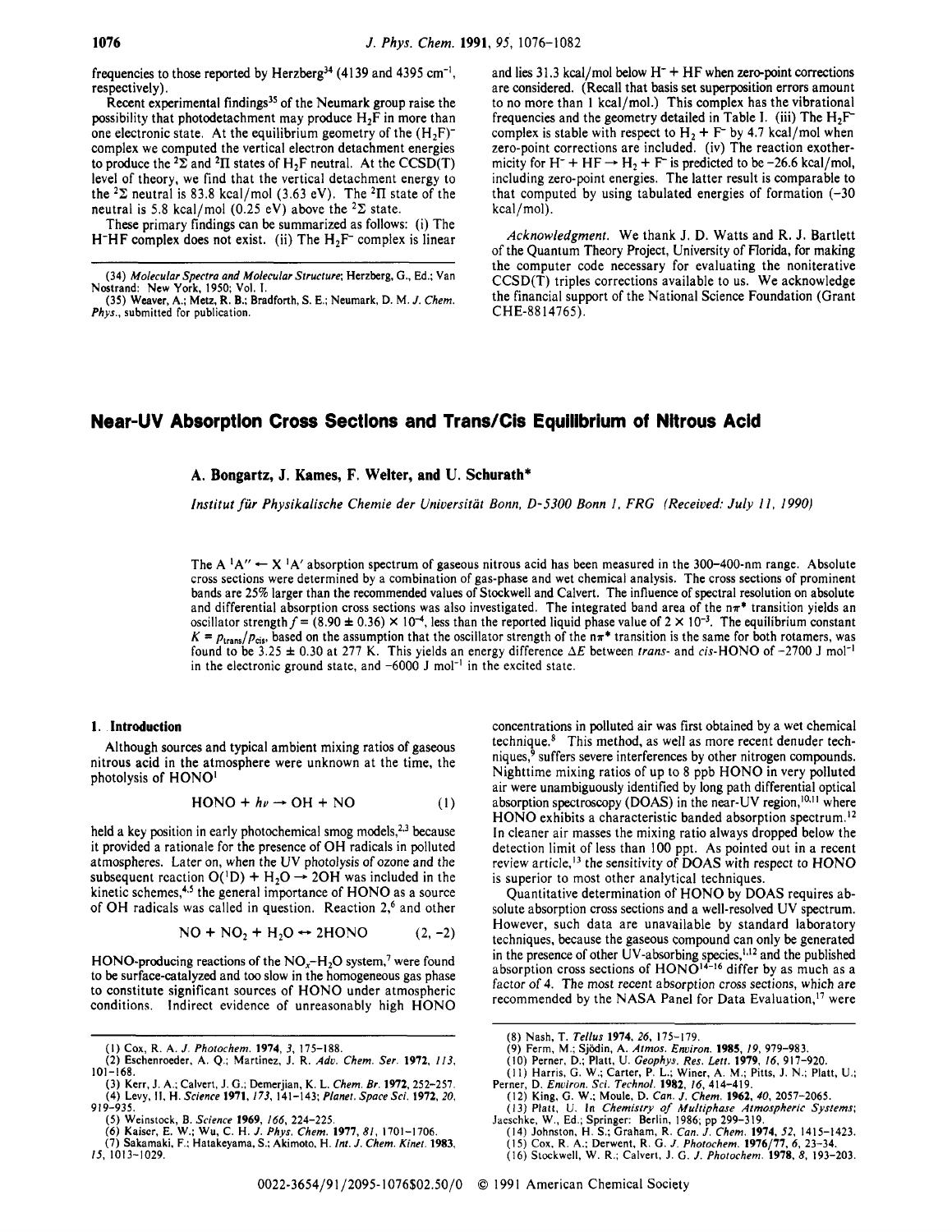frequencies to those reported by Herzberg[34] (4139 and 4395 cm$^{-1}$, respectively).

Recent experimental findings[35] of the Neumark group raise the possibility that photodetachment may produce $H_2F$ in more than one electronic state. At the equilibrium geometry of the $(H_2F)^-$ complex we computed the vertical electron detachment energies to produce the $^2\Sigma$ and $^2\Pi$ states of $H_2F$ neutral. At the CCSD(T) level of theory, we find that the vertical detachment energy to the $^2\Sigma$ neutral is 83.8 kcal/mol (3.63 eV). The $^2\Pi$ state of the neutral is 5.8 kcal/mol (0.25 eV) above the $^2\Sigma$ state.

These primary findings can be summarized as follows: (i) The $H^-HF$ complex does not exist. (ii) The $H_2F^-$ complex is linear and lies 31.3 kcal/mol below $H^- + HF$ when zero-point corrections are considered. (Recall that basis set superposition errors amount to no more than 1 kcal/mol.) This complex has the vibrational frequencies and the geometry detailed in Table I. (iii) The $H_2F^-$ complex is stable with respect to $H_2 + F^-$ by 4.7 kcal/mol when zero-point corrections are included. (iv) The reaction exothermicity for $H^- + HF \rightarrow H_2 + F^-$ is predicted to be −26.6 kcal/mol, including zero-point energies. The latter result is comparable to that computed by using tabulated energies of formation (−30 kcal/mol).

*Acknowledgment.* We thank J. D. Watts and R. J. Bartlett of the Quantum Theory Project, University of Florida, for making the computer code necessary for evaluating the noniterative CCSD(T) triples corrections available to us. We acknowledge the financial support of the National Science Foundation (Grant CHE-8814765).

(34) *Molecular Spectra and Molecular Structure*; Herzberg, G., Ed.; Van Nostrand: New York, 1950; Vol. I.
(35) Weaver, A.; Metz, R. B.; Bradforth, S. E.; Neumark, D. M. *J. Chem. Phys.*, submitted for publication.

# Near-UV Absorption Cross Sections and Trans/Cis Equilibrium of Nitrous Acid

**A. Bongartz, J. Kames, F. Welter, and U. Schurath***

*Institut für Physikalische Chemie der Universität Bonn, D-5300 Bonn 1, FRG (Received: July 11, 1990)*

The A $^1A'' \leftarrow$ X $^1A'$ absorption spectrum of gaseous nitrous acid has been measured in the 300–400-nm range. Absolute cross sections were determined by a combination of gas-phase and wet chemical analysis. The cross sections of prominent bands are 25% larger than the recommended values of Stockwell and Calvert. The influence of spectral resolution on absolute and differential absorption cross sections was also investigated. The integrated band area of the $n\pi^*$ transition yields an oscillator strength $f = (8.90 \pm 0.36) \times 10^{-4}$, less than the reported liquid phase value of $2 \times 10^{-3}$. The equilibrium constant $K = p_{trans}/p_{cis}$, based on the assumption that the oscillator strength of the $n\pi^*$ transition is the same for both rotamers, was found to be $3.25 \pm 0.30$ at 277 K. This yields an energy difference $\Delta E$ between *trans*- and *cis*-HONO of −2700 J mol$^{-1}$ in the electronic ground state, and −6000 J mol$^{-1}$ in the excited state.

## 1. Introduction

Although sources and typical ambient mixing ratios of gaseous nitrous acid in the atmosphere were unknown at the time, the photolysis of HONO[1]

$$HONO + h\nu \rightarrow OH + NO \qquad (1)$$

held a key position in early photochemical smog models,[2,3] because it provided a rationale for the presence of OH radicals in polluted atmospheres. Later on, when the UV photolysis of ozone and the subsequent reaction $O(^1D) + H_2O \rightarrow 2OH$ was included in the kinetic schemes,[4,5] the general importance of HONO as a source of OH radicals was called in question. Reaction 2,[6] and other

$$NO + NO_2 + H_2O \leftrightarrow 2HONO \qquad (2, -2)$$

HONO-producing reactions of the $NO_x$–$H_2O$ system,[7] were found to be surface-catalyzed and too slow in the homogeneous gas phase to constitute significant sources of HONO under atmospheric conditions. Indirect evidence of unreasonably high HONO concentrations in polluted air was first obtained by a wet chemical technique.[8] This method, as well as more recent denuder techniques,[9] suffers severe interferences by other nitrogen compounds. Nighttime mixing ratios of up to 8 ppb HONO in very polluted air were unambiguously identified by long path differential optical absorption spectroscopy (DOAS) in the near-UV region,[10,11] where HONO exhibits a characteristic banded absorption spectrum.[12] In cleaner air masses the mixing ratio always dropped below the detection limit of less than 100 ppt. As pointed out in a recent review article,[13] the sensitivity of DOAS with respect to HONO is superior to most other analytical techniques.

Quantitative determination of HONO by DOAS requires absolute absorption cross sections and a well-resolved UV spectrum. However, such data are unavailable by standard laboratory techniques, because the gaseous compound can only be generated in the presence of other UV-absorbing species,[1,12] and the published absorption cross sections of HONO[14–16] differ by as much as a factor of 4. The most recent absorption cross sections, which are recommended by the NASA Panel for Data Evaluation,[17] were

(1) Cox, R. A. *J. Photochem.* **1974**, *3*, 175–188.
(2) Eschenroeder, A. Q.; Martinez, J. R. *Adv. Chem. Ser.* **1972**, *113*, 101–168.
(3) Kerr, J. A.; Calvert, J. G.; Demerjian, K. L. *Chem. Br.* **1972**, 252–257.
(4) Levy, II, H. *Science* **1971**, *173*, 141–143; *Planet. Space Sci.* **1972**, *20*, 919–935.
(5) Weinstock, B. *Science* **1969**, *166*, 224–225.
(6) Kaiser, E. W.; Wu, C. H. *J. Phys. Chem.* **1977**, *81*, 1701–1706.
(7) Sakamaki, F.; Hatakeyama, S.; Akimoto, H. *Int. J. Chem. Kinet.* **1983**, *15*, 1013–1029.
(8) Nash, T. *Tellus* **1974**, *26*, 175–179.
(9) Ferm, M.; Sjödin, A. *Atmos. Environ.* **1985**, *19*, 979–983.
(10) Perner, D.; Platt, U. *Geophys. Res. Lett.* **1979**, *16*, 917–920.
(11) Harris, G. W.; Carter, P. L.; Winer, A. M.; Pitts, J. N.; Platt, U.; Perner, D. *Environ. Sci. Technol.* **1982**, *16*, 414–419.
(12) King, G. W.; Moule, D. *Can. J. Chem.* **1962**, *40*, 2057–2065.
(13) Platt, U. In *Chemistry of Multiphase Atmospheric Systems*; Jaeschke, W., Ed.; Springer: Berlin, 1986; pp 299–319.
(14) Johnston, H. S.; Graham, R. *Can. J. Chem.* **1974**, *52*, 1415–1423.
(15) Cox, R. A.; Derwent, R. G. *J. Photochem.* **1976/77**, *6*, 23–34.
(16) Stockwell, W. R.; Calvert, J. G. *J. Photochem.* **1978**, *8*, 193–203.

0022-3654/91/2095-1076$02.50/0 © 1991 American Chemical Society